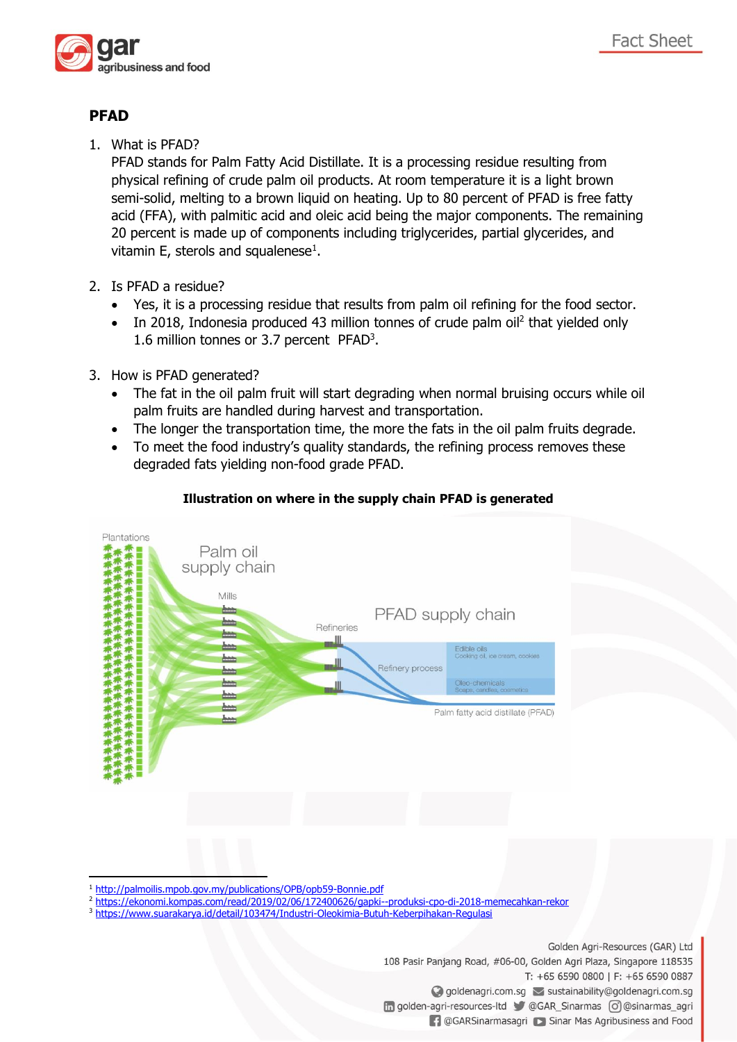## PFAD

1. What is PFAD?

   PFAD stands for Palm Fatty Acid Distillate. It is a processing residue resulting from physical refining of crude palm oil products. At room temperature it is a light brown semi-solid, melting to a brown liquid on heating. Up to 80 percent of PFAD is free fatty acid (FFA), with palmitic acid and oleic acid being the major components. The remaining 20 percent is made up of components including triglycerides, partial glycerides, and vitamin E, sterols and squalenese[1].

2. Is PFAD a residue?
   - Yes, it is a processing residue that results from palm oil refining for the food sector.
   - In 2018, Indonesia produced 43 million tonnes of crude palm oil[2] that yielded only 1.6 million tonnes or 3.7 percent PFAD[3].

3. How is PFAD generated?
   - The fat in the oil palm fruit will start degrading when normal bruising occurs while oil palm fruits are handled during harvest and transportation.
   - The longer the transportation time, the more the fats in the oil palm fruits degrade.
   - To meet the food industry's quality standards, the refining process removes these degraded fats yielding non-food grade PFAD.

**Illustration on where in the supply chain PFAD is generated**

Plantations | Palm oil supply chain | Mills | Refineries | PFAD supply chain | Refinery process | Edible oils: Cooking oil, ice cream, cookies | Oleo-chemicals: Soaps, candles, cosmetics | Palm fatty acid distillate (PFAD)

---

[1] http://palmoilis.mpob.gov.my/publications/OPB/opb59-Bonnie.pdf
[2] https://ekonomi.kompas.com/read/2019/02/06/172400626/gapki--produksi-cpo-di-2018-memecahkan-rekor
[3] https://www.suarakarya.id/detail/103474/Industri-Oleokimia-Butuh-Keberpihakan-Regulasi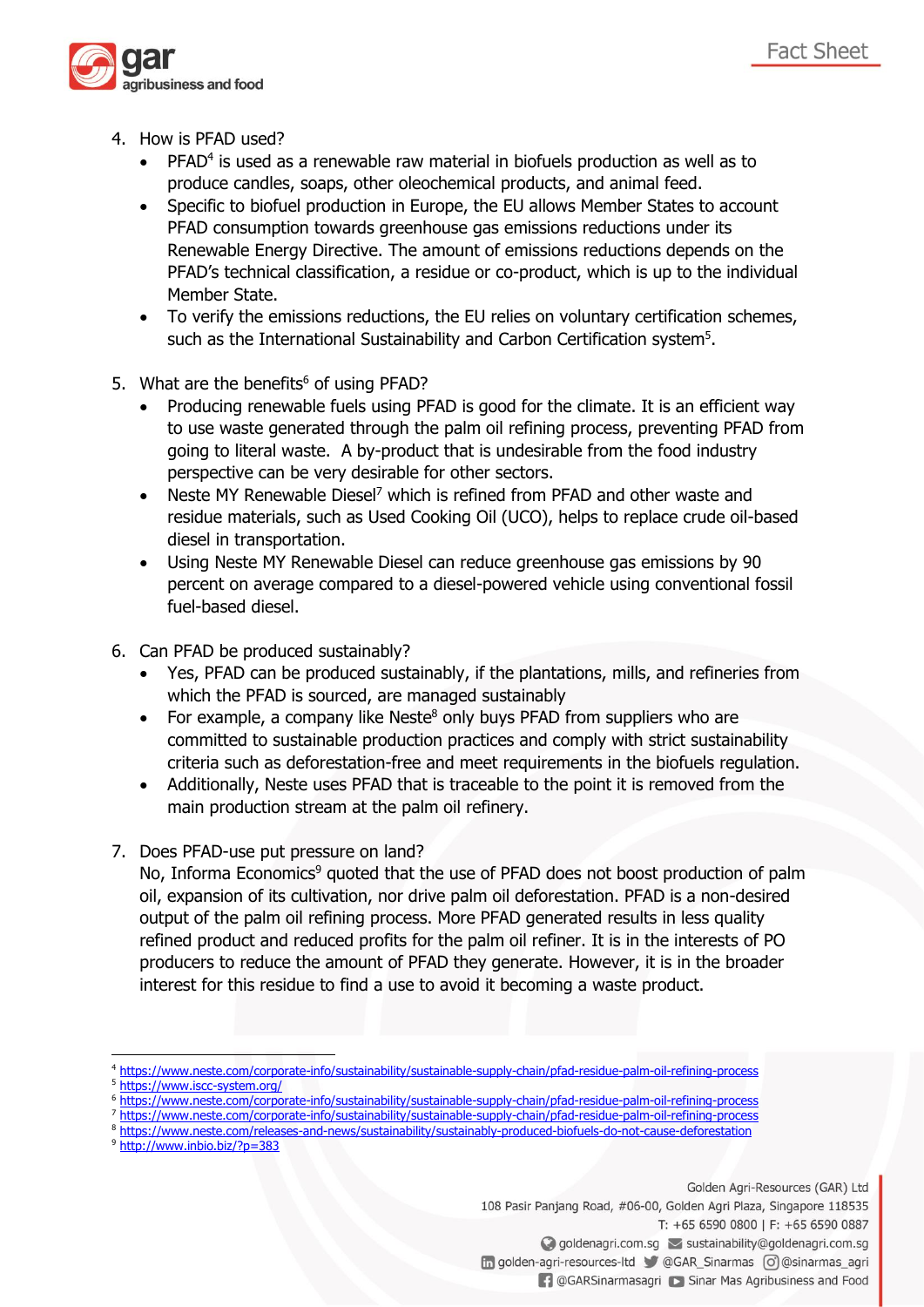4. How is PFAD used?
   - PFAD[4] is used as a renewable raw material in biofuels production as well as to produce candles, soaps, other oleochemical products, and animal feed.
   - Specific to biofuel production in Europe, the EU allows Member States to account PFAD consumption towards greenhouse gas emissions reductions under its Renewable Energy Directive. The amount of emissions reductions depends on the PFAD's technical classification, a residue or co-product, which is up to the individual Member State.
   - To verify the emissions reductions, the EU relies on voluntary certification schemes, such as the International Sustainability and Carbon Certification system[5].

5. What are the benefits[6] of using PFAD?
   - Producing renewable fuels using PFAD is good for the climate. It is an efficient way to use waste generated through the palm oil refining process, preventing PFAD from going to literal waste. A by-product that is undesirable from the food industry perspective can be very desirable for other sectors.
   - Neste MY Renewable Diesel[7] which is refined from PFAD and other waste and residue materials, such as Used Cooking Oil (UCO), helps to replace crude oil-based diesel in transportation.
   - Using Neste MY Renewable Diesel can reduce greenhouse gas emissions by 90 percent on average compared to a diesel-powered vehicle using conventional fossil fuel-based diesel.

6. Can PFAD be produced sustainably?
   - Yes, PFAD can be produced sustainably, if the plantations, mills, and refineries from which the PFAD is sourced, are managed sustainably
   - For example, a company like Neste[8] only buys PFAD from suppliers who are committed to sustainable production practices and comply with strict sustainability criteria such as deforestation-free and meet requirements in the biofuels regulation.
   - Additionally, Neste uses PFAD that is traceable to the point it is removed from the main production stream at the palm oil refinery.

7. Does PFAD-use put pressure on land?

   No, Informa Economics[9] quoted that the use of PFAD does not boost production of palm oil, expansion of its cultivation, nor drive palm oil deforestation. PFAD is a non-desired output of the palm oil refining process. More PFAD generated results in less quality refined product and reduced profits for the palm oil refiner. It is in the interests of PO producers to reduce the amount of PFAD they generate. However, it is in the broader interest for this residue to find a use to avoid it becoming a waste product.

---

[4] https://www.neste.com/corporate-info/sustainability/sustainable-supply-chain/pfad-residue-palm-oil-refining-process
[5] https://www.iscc-system.org/
[6] https://www.neste.com/corporate-info/sustainability/sustainable-supply-chain/pfad-residue-palm-oil-refining-process
[7] https://www.neste.com/corporate-info/sustainability/sustainable-supply-chain/pfad-residue-palm-oil-refining-process
[8] https://www.neste.com/releases-and-news/sustainability/sustainably-produced-biofuels-do-not-cause-deforestation
[9] http://www.inbio.biz/?p=383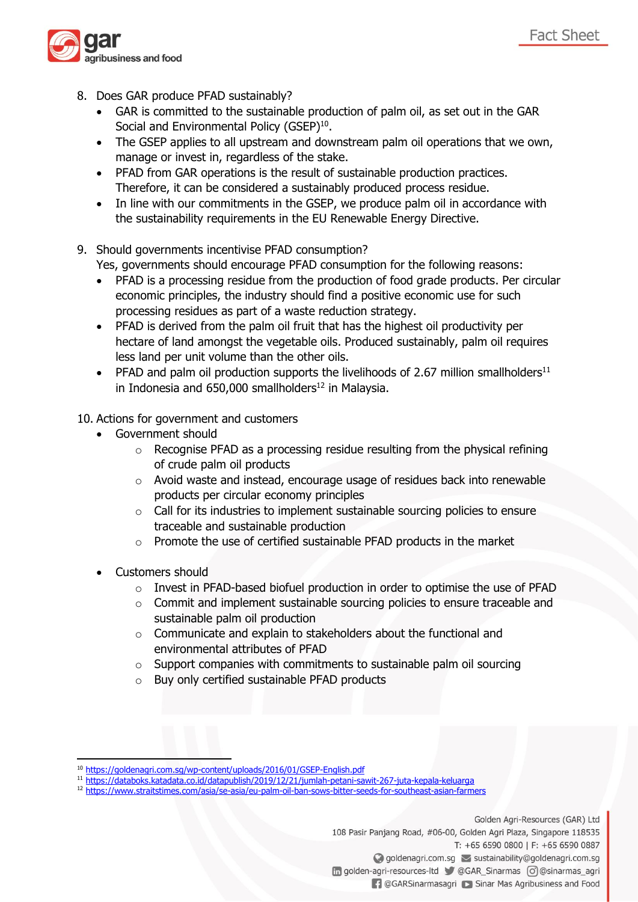8. Does GAR produce PFAD sustainably?
   - GAR is committed to the sustainable production of palm oil, as set out in the GAR Social and Environmental Policy (GSEP)[10].
   - The GSEP applies to all upstream and downstream palm oil operations that we own, manage or invest in, regardless of the stake.
   - PFAD from GAR operations is the result of sustainable production practices. Therefore, it can be considered a sustainably produced process residue.
   - In line with our commitments in the GSEP, we produce palm oil in accordance with the sustainability requirements in the EU Renewable Energy Directive.

9. Should governments incentivise PFAD consumption?
   Yes, governments should encourage PFAD consumption for the following reasons:
   - PFAD is a processing residue from the production of food grade products. Per circular economic principles, the industry should find a positive economic use for such processing residues as part of a waste reduction strategy.
   - PFAD is derived from the palm oil fruit that has the highest oil productivity per hectare of land amongst the vegetable oils. Produced sustainably, palm oil requires less land per unit volume than the other oils.
   - PFAD and palm oil production supports the livelihoods of 2.67 million smallholders[11] in Indonesia and 650,000 smallholders[12] in Malaysia.

10. Actions for government and customers
    - Government should
      - Recognise PFAD as a processing residue resulting from the physical refining of crude palm oil products
      - Avoid waste and instead, encourage usage of residues back into renewable products per circular economy principles
      - Call for its industries to implement sustainable sourcing policies to ensure traceable and sustainable production
      - Promote the use of certified sustainable PFAD products in the market
    - Customers should
      - Invest in PFAD-based biofuel production in order to optimise the use of PFAD
      - Commit and implement sustainable sourcing policies to ensure traceable and sustainable palm oil production
      - Communicate and explain to stakeholders about the functional and environmental attributes of PFAD
      - Support companies with commitments to sustainable palm oil sourcing
      - Buy only certified sustainable PFAD products

---

[10] https://goldenagri.com.sg/wp-content/uploads/2016/01/GSEP-English.pdf
[11] https://databoks.katadata.co.id/datapublish/2019/12/21/jumlah-petani-sawit-267-juta-kepala-keluarga
[12] https://www.straitstimes.com/asia/se-asia/eu-palm-oil-ban-sows-bitter-seeds-for-southeast-asian-farmers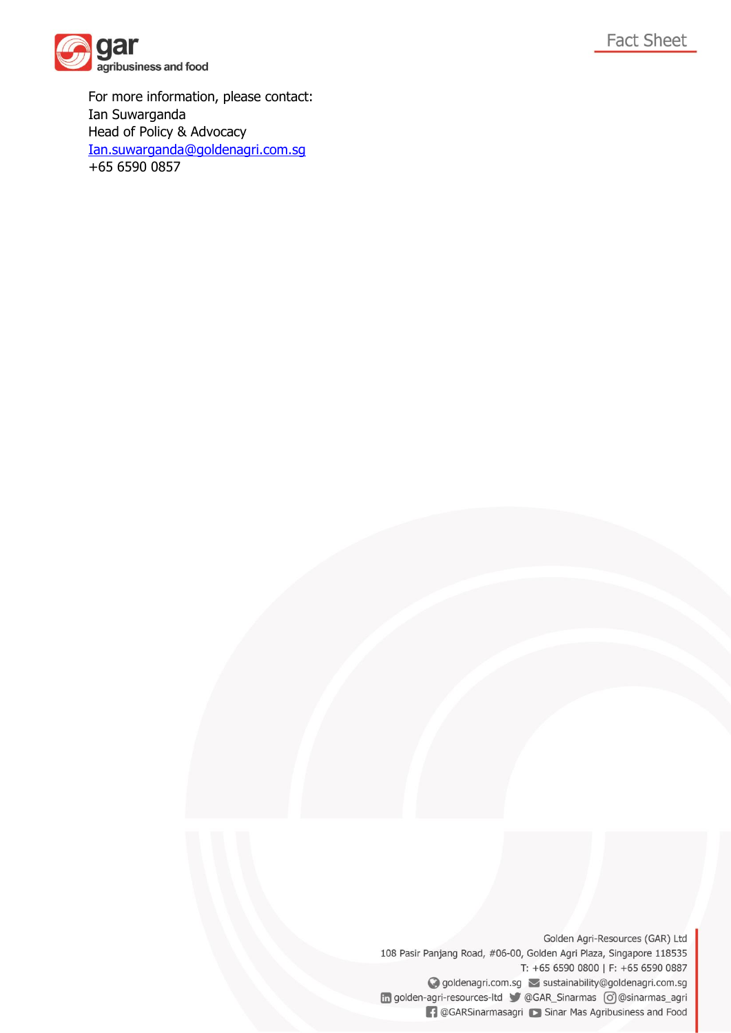For more information, please contact:
Ian Suwarganda
Head of Policy & Advocacy
Ian.suwarganda@goldenagri.com.sg
+65 6590 0857

Golden Agri-Resources (GAR) Ltd
108 Pasir Panjang Road, #06-00, Golden Agri Plaza, Singapore 118535
T: +65 6590 0800 | F: +65 6590 0887
goldenagri.com.sg sustainability@goldenagri.com.sg
golden-agri-resources-ltd @GAR_Sinarmas @sinarmas_agri
@GARSinarmasagri Sinar Mas Agribusiness and Food